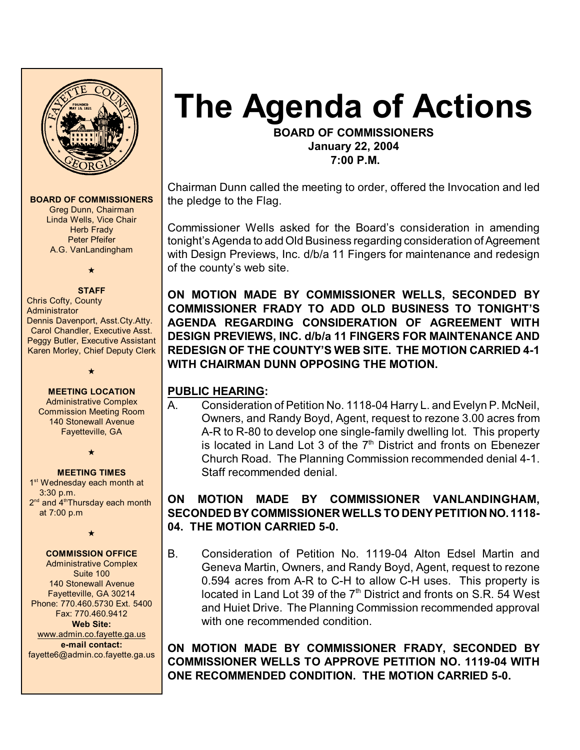# The Agenda of Actions

**BOARD OF COMMISSIONERS**
**January 22, 2004**
**7:00 P.M.**

Chairman Dunn called the meeting to order, offered the Invocation and led the pledge to the Flag.

Commissioner Wells asked for the Board's consideration in amending tonight's Agenda to add Old Business regarding consideration of Agreement with Design Previews, Inc. d/b/a 11 Fingers for maintenance and redesign of the county's web site.

**ON MOTION MADE BY COMMISSIONER WELLS, SECONDED BY COMMISSIONER FRADY TO ADD OLD BUSINESS TO TONIGHT'S AGENDA REGARDING CONSIDERATION OF AGREEMENT WITH DESIGN PREVIEWS, INC. d/b/a 11 FINGERS FOR MAINTENANCE AND REDESIGN OF THE COUNTY'S WEB SITE. THE MOTION CARRIED 4-1 WITH CHAIRMAN DUNN OPPOSING THE MOTION.**

**PUBLIC HEARING:**

A. Consideration of Petition No. 1118-04 Harry L. and Evelyn P. McNeil, Owners, and Randy Boyd, Agent, request to rezone 3.00 acres from A-R to R-80 to develop one single-family dwelling lot. This property is located in Land Lot 3 of the 7th District and fronts on Ebenezer Church Road. The Planning Commission recommended denial 4-1. Staff recommended denial.

**ON MOTION MADE BY COMMISSIONER VANLANDINGHAM, SECONDED BY COMMISSIONER WELLS TO DENY PETITION NO. 1118-04. THE MOTION CARRIED 5-0.**

B. Consideration of Petition No. 1119-04 Alton Edsel Martin and Geneva Martin, Owners, and Randy Boyd, Agent, request to rezone 0.594 acres from A-R to C-H to allow C-H uses. This property is located in Land Lot 39 of the 7th District and fronts on S.R. 54 West and Huiet Drive. The Planning Commission recommended approval with one recommended condition.

**ON MOTION MADE BY COMMISSIONER FRADY, SECONDED BY COMMISSIONER WELLS TO APPROVE PETITION NO. 1119-04 WITH ONE RECOMMENDED CONDITION. THE MOTION CARRIED 5-0.**

---

**BOARD OF COMMISSIONERS**
Greg Dunn, Chairman
Linda Wells, Vice Chair
Herb Frady
Peter Pfeifer
A.G. VanLandingham

**STAFF**
Chris Cofty, County Administrator
Dennis Davenport, Asst.Cty.Atty.
Carol Chandler, Executive Asst.
Peggy Butler, Executive Assistant
Karen Morley, Chief Deputy Clerk

**MEETING LOCATION**
Administrative Complex
Commission Meeting Room
140 Stonewall Avenue
Fayetteville, GA

**MEETING TIMES**
1st Wednesday each month at 3:30 p.m.
2nd and 4th Thursday each month at 7:00 p.m

**COMMISSION OFFICE**
Administrative Complex
Suite 100
140 Stonewall Avenue
Fayetteville, GA 30214
Phone: 770.460.5730 Ext. 5400
Fax: 770.460.9412
**Web Site:**
www.admin.co.fayette.ga.us
**e-mail contact:**
fayette6@admin.co.fayette.ga.us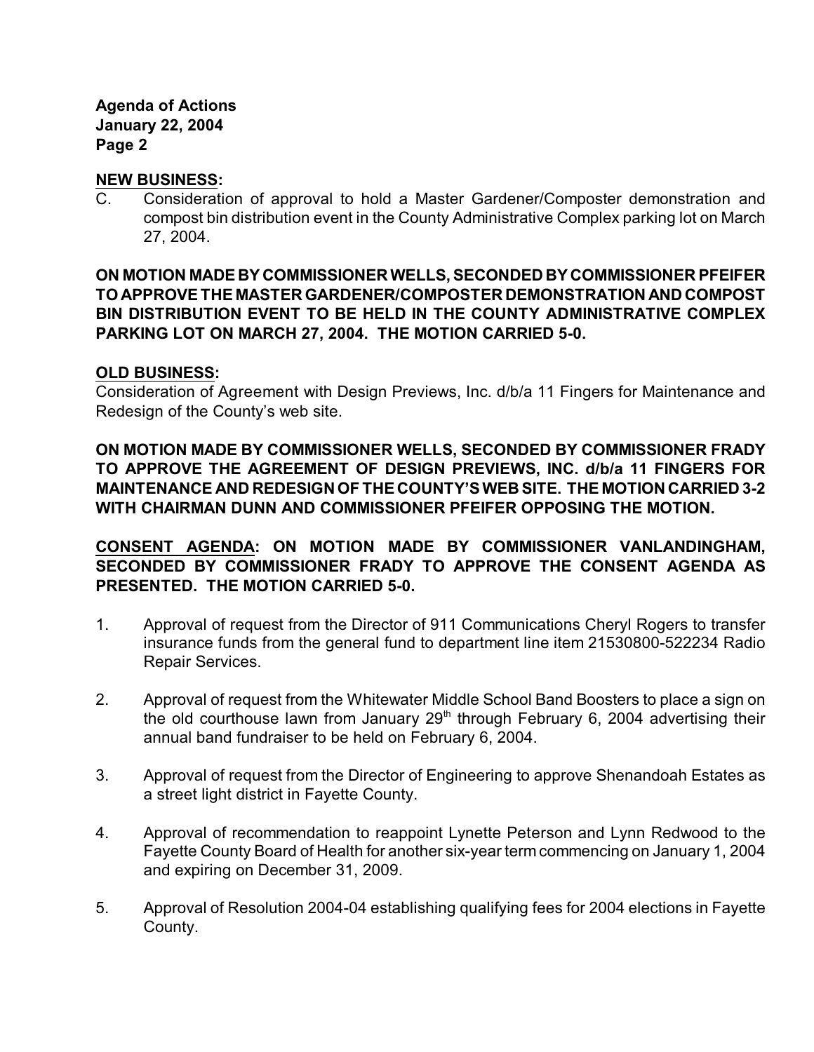**Agenda of Actions**
**January 22, 2004**

**NEW BUSINESS:**

C. Consideration of approval to hold a Master Gardener/Composter demonstration and compost bin distribution event in the County Administrative Complex parking lot on March 27, 2004.

**ON MOTION MADE BY COMMISSIONER WELLS, SECONDED BY COMMISSIONER PFEIFER TO APPROVE THE MASTER GARDENER/COMPOSTER DEMONSTRATION AND COMPOST BIN DISTRIBUTION EVENT TO BE HELD IN THE COUNTY ADMINISTRATIVE COMPLEX PARKING LOT ON MARCH 27, 2004. THE MOTION CARRIED 5-0.**

**OLD BUSINESS:**

Consideration of Agreement with Design Previews, Inc. d/b/a 11 Fingers for Maintenance and Redesign of the County's web site.

**ON MOTION MADE BY COMMISSIONER WELLS, SECONDED BY COMMISSIONER FRADY TO APPROVE THE AGREEMENT OF DESIGN PREVIEWS, INC. d/b/a 11 FINGERS FOR MAINTENANCE AND REDESIGN OF THE COUNTY'S WEB SITE. THE MOTION CARRIED 3-2 WITH CHAIRMAN DUNN AND COMMISSIONER PFEIFER OPPOSING THE MOTION.**

**CONSENT AGENDA: ON MOTION MADE BY COMMISSIONER VANLANDINGHAM, SECONDED BY COMMISSIONER FRADY TO APPROVE THE CONSENT AGENDA AS PRESENTED. THE MOTION CARRIED 5-0.**

1. Approval of request from the Director of 911 Communications Cheryl Rogers to transfer insurance funds from the general fund to department line item 21530800-522234 Radio Repair Services.

2. Approval of request from the Whitewater Middle School Band Boosters to place a sign on the old courthouse lawn from January 29th through February 6, 2004 advertising their annual band fundraiser to be held on February 6, 2004.

3. Approval of request from the Director of Engineering to approve Shenandoah Estates as a street light district in Fayette County.

4. Approval of recommendation to reappoint Lynette Peterson and Lynn Redwood to the Fayette County Board of Health for another six-year term commencing on January 1, 2004 and expiring on December 31, 2009.

5. Approval of Resolution 2004-04 establishing qualifying fees for 2004 elections in Fayette County.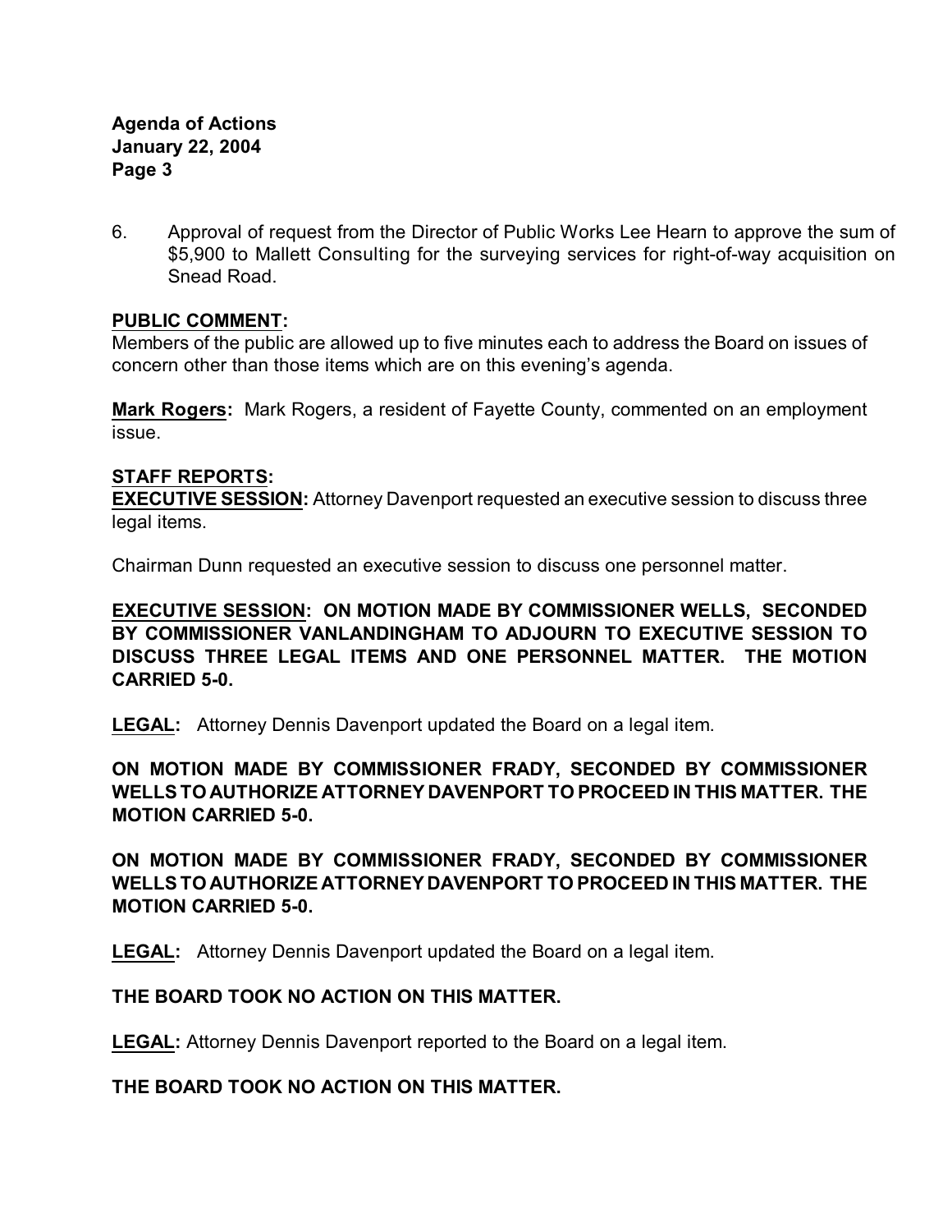6. Approval of request from the Director of Public Works Lee Hearn to approve the sum of $5,900 to Mallett Consulting for the surveying services for right-of-way acquisition on Snead Road.

**PUBLIC COMMENT:**
Members of the public are allowed up to five minutes each to address the Board on issues of concern other than those items which are on this evening's agenda.

**Mark Rogers:** Mark Rogers, a resident of Fayette County, commented on an employment issue.

**STAFF REPORTS:**
**EXECUTIVE SESSION:** Attorney Davenport requested an executive session to discuss three legal items.

Chairman Dunn requested an executive session to discuss one personnel matter.

**EXECUTIVE SESSION: ON MOTION MADE BY COMMISSIONER WELLS, SECONDED BY COMMISSIONER VANLANDINGHAM TO ADJOURN TO EXECUTIVE SESSION TO DISCUSS THREE LEGAL ITEMS AND ONE PERSONNEL MATTER. THE MOTION CARRIED 5-0.**

**LEGAL:** Attorney Dennis Davenport updated the Board on a legal item.

**ON MOTION MADE BY COMMISSIONER FRADY, SECONDED BY COMMISSIONER WELLS TO AUTHORIZE ATTORNEY DAVENPORT TO PROCEED IN THIS MATTER. THE MOTION CARRIED 5-0.**

**ON MOTION MADE BY COMMISSIONER FRADY, SECONDED BY COMMISSIONER WELLS TO AUTHORIZE ATTORNEY DAVENPORT TO PROCEED IN THIS MATTER. THE MOTION CARRIED 5-0.**

**LEGAL:** Attorney Dennis Davenport updated the Board on a legal item.

**THE BOARD TOOK NO ACTION ON THIS MATTER.**

**LEGAL:** Attorney Dennis Davenport reported to the Board on a legal item.

**THE BOARD TOOK NO ACTION ON THIS MATTER.**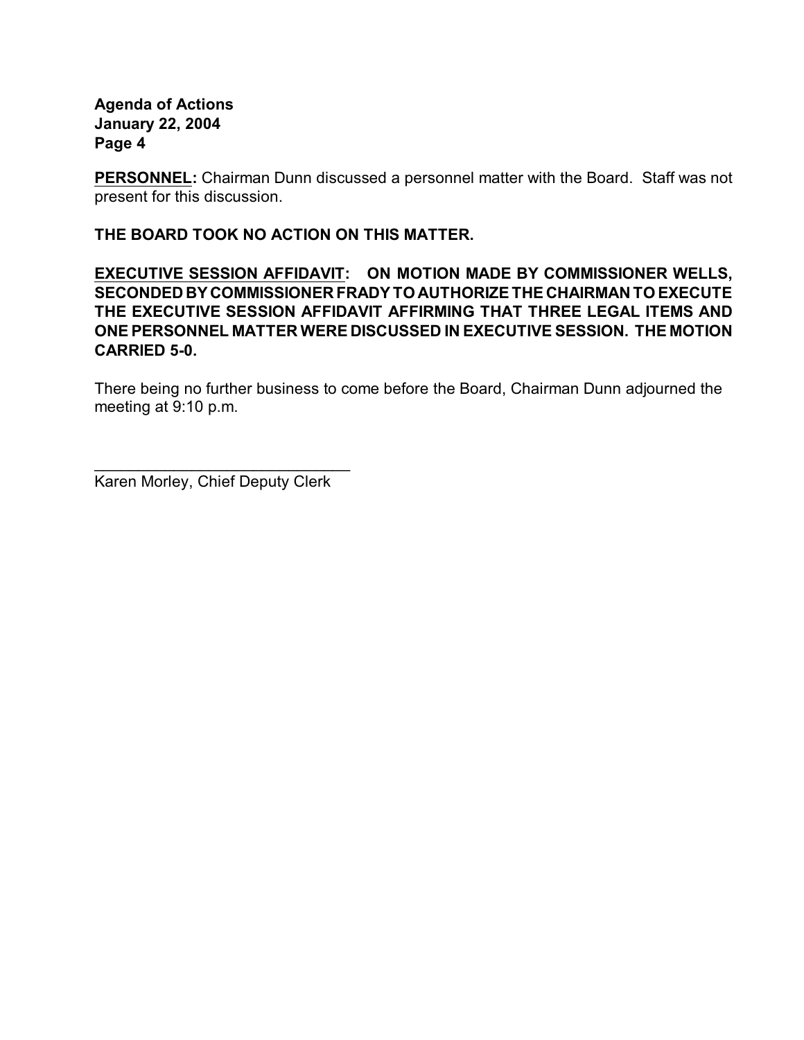**PERSONNEL:** Chairman Dunn discussed a personnel matter with the Board. Staff was not present for this discussion.

**THE BOARD TOOK NO ACTION ON THIS MATTER.**

**EXECUTIVE SESSION AFFIDAVIT: ON MOTION MADE BY COMMISSIONER WELLS, SECONDED BY COMMISSIONER FRADY TO AUTHORIZE THE CHAIRMAN TO EXECUTE THE EXECUTIVE SESSION AFFIDAVIT AFFIRMING THAT THREE LEGAL ITEMS AND ONE PERSONNEL MATTER WERE DISCUSSED IN EXECUTIVE SESSION. THE MOTION CARRIED 5-0.**

There being no further business to come before the Board, Chairman Dunn adjourned the meeting at 9:10 p.m.

\_\_\_\_\_\_\_\_\_\_\_\_\_\_\_\_\_\_\_\_\_\_\_\_\_\_\_\_\_\_
Karen Morley, Chief Deputy Clerk